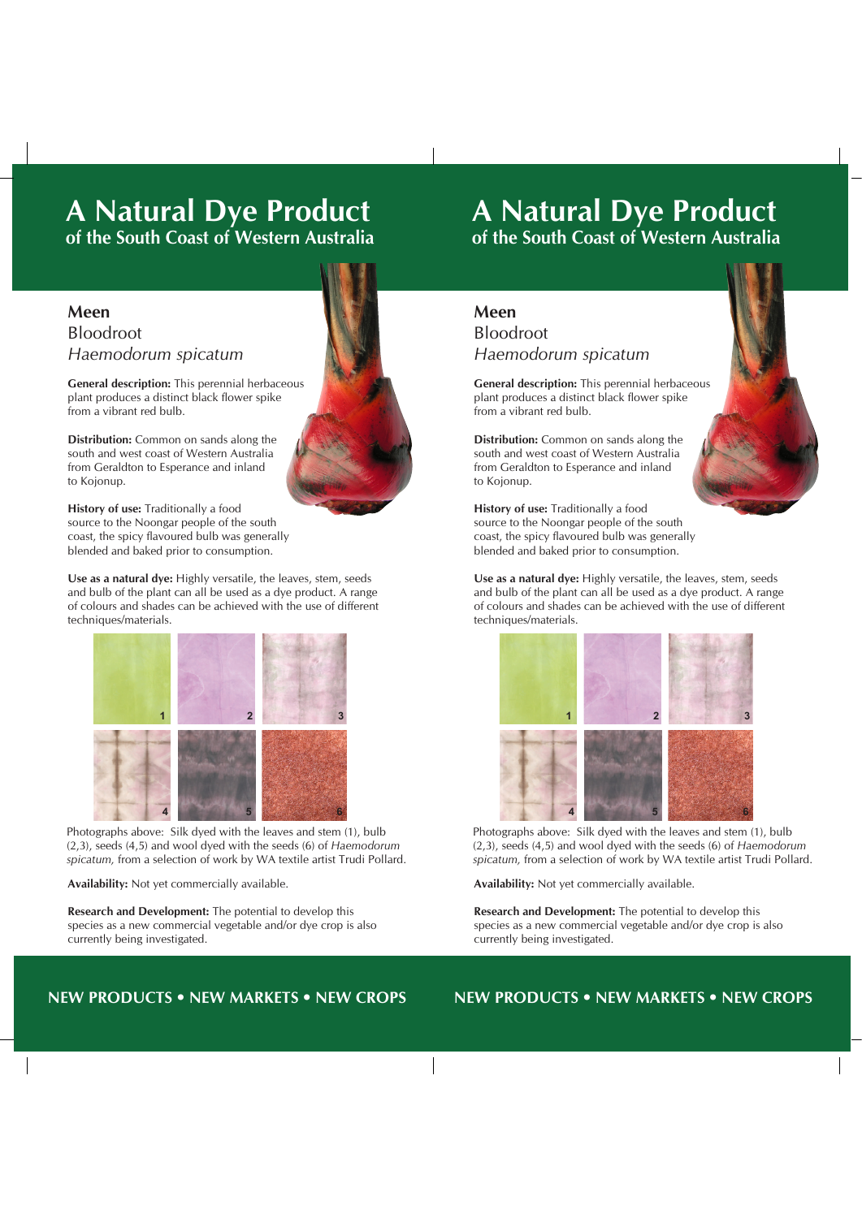# A Natural Dye Product
## of the South Coast of Western Australia

### Meen
Bloodroot
*Haemodorum spicatum*

**General description:** This perennial herbaceous plant produces a distinct black flower spike from a vibrant red bulb.

**Distribution:** Common on sands along the south and west coast of Western Australia from Geraldton to Esperance and inland to Kojonup.

**History of use:** Traditionally a food source to the Noongar people of the south coast, the spicy flavoured bulb was generally blended and baked prior to consumption.

**Use as a natural dye:** Highly versatile, the leaves, stem, seeds and bulb of the plant can all be used as a dye product. A range of colours and shades can be achieved with the use of different techniques/materials.

Photographs above: Silk dyed with the leaves and stem (1), bulb (2,3), seeds (4,5) and wool dyed with the seeds (6) of *Haemodorum spicatum,* from a selection of work by WA textile artist Trudi Pollard.

**Availability:** Not yet commercially available.

**Research and Development:** The potential to develop this species as a new commercial vegetable and/or dye crop is also currently being investigated.

**NEW PRODUCTS • NEW MARKETS • NEW CROPS**

# A Natural Dye Product
## of the South Coast of Western Australia

### Meen
Bloodroot
*Haemodorum spicatum*

**General description:** This perennial herbaceous plant produces a distinct black flower spike from a vibrant red bulb.

**Distribution:** Common on sands along the south and west coast of Western Australia from Geraldton to Esperance and inland to Kojonup.

**History of use:** Traditionally a food source to the Noongar people of the south coast, the spicy flavoured bulb was generally blended and baked prior to consumption.

**Use as a natural dye:** Highly versatile, the leaves, stem, seeds and bulb of the plant can all be used as a dye product. A range of colours and shades can be achieved with the use of different techniques/materials.

Photographs above: Silk dyed with the leaves and stem (1), bulb (2,3), seeds (4,5) and wool dyed with the seeds (6) of *Haemodorum spicatum,* from a selection of work by WA textile artist Trudi Pollard.

**Availability:** Not yet commercially available.

**Research and Development:** The potential to develop this species as a new commercial vegetable and/or dye crop is also currently being investigated.

**NEW PRODUCTS • NEW MARKETS • NEW CROPS**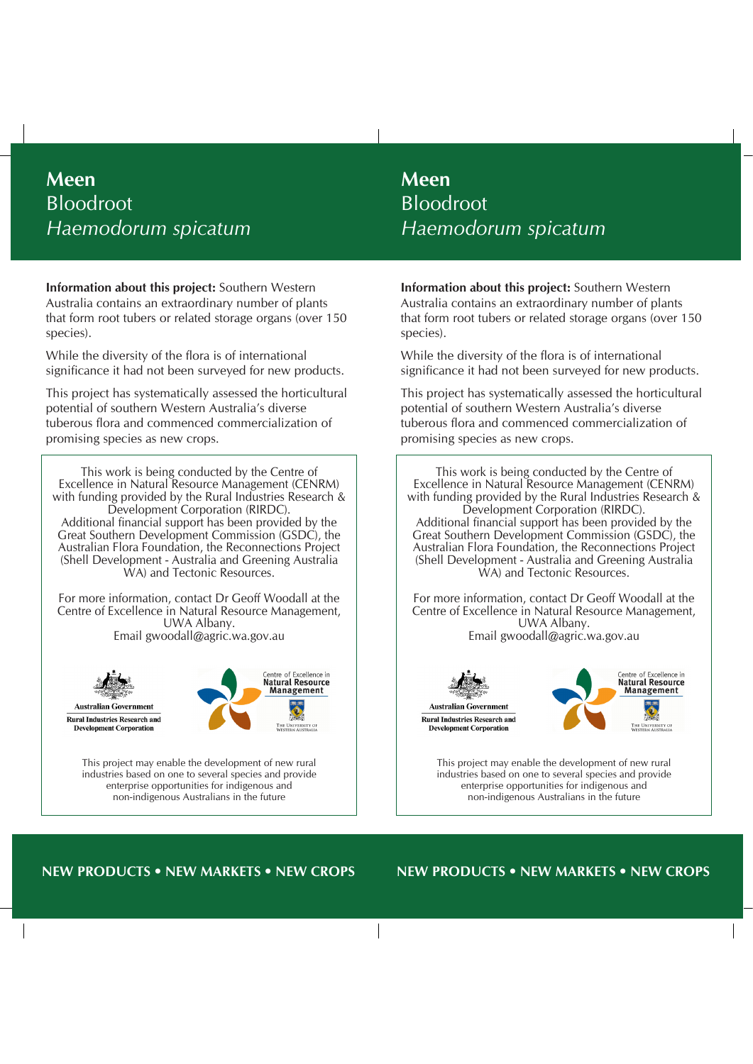# Meen
## Bloodroot
## *Haemodorum spicatum*

**Information about this project:** Southern Western Australia contains an extraordinary number of plants that form root tubers or related storage organs (over 150 species).

While the diversity of the flora is of international significance it had not been surveyed for new products.

This project has systematically assessed the horticultural potential of southern Western Australia's diverse tuberous flora and commenced commercialization of promising species as new crops.

This work is being conducted by the Centre of Excellence in Natural Resource Management (CENRM) with funding provided by the Rural Industries Research & Development Corporation (RIRDC). Additional financial support has been provided by the Great Southern Development Commission (GSDC), the Australian Flora Foundation, the Reconnections Project (Shell Development - Australia and Greening Australia WA) and Tectonic Resources.

For more information, contact Dr Geoff Woodall at the Centre of Excellence in Natural Resource Management, UWA Albany.
Email gwoodall@agric.wa.gov.au

Australian Government
Rural Industries Research and Development Corporation

Centre of Excellence in Natural Resource Management
The University of Western Australia

This project may enable the development of new rural industries based on one to several species and provide enterprise opportunities for indigenous and non-indigenous Australians in the future

**NEW PRODUCTS • NEW MARKETS • NEW CROPS**

# Meen
## Bloodroot
## *Haemodorum spicatum*

**Information about this project:** Southern Western Australia contains an extraordinary number of plants that form root tubers or related storage organs (over 150 species).

While the diversity of the flora is of international significance it had not been surveyed for new products.

This project has systematically assessed the horticultural potential of southern Western Australia's diverse tuberous flora and commenced commercialization of promising species as new crops.

This work is being conducted by the Centre of Excellence in Natural Resource Management (CENRM) with funding provided by the Rural Industries Research & Development Corporation (RIRDC). Additional financial support has been provided by the Great Southern Development Commission (GSDC), the Australian Flora Foundation, the Reconnections Project (Shell Development - Australia and Greening Australia WA) and Tectonic Resources.

For more information, contact Dr Geoff Woodall at the Centre of Excellence in Natural Resource Management, UWA Albany.
Email gwoodall@agric.wa.gov.au

Australian Government
Rural Industries Research and Development Corporation

Centre of Excellence in Natural Resource Management
The University of Western Australia

This project may enable the development of new rural industries based on one to several species and provide enterprise opportunities for indigenous and non-indigenous Australians in the future

**NEW PRODUCTS • NEW MARKETS • NEW CROPS**